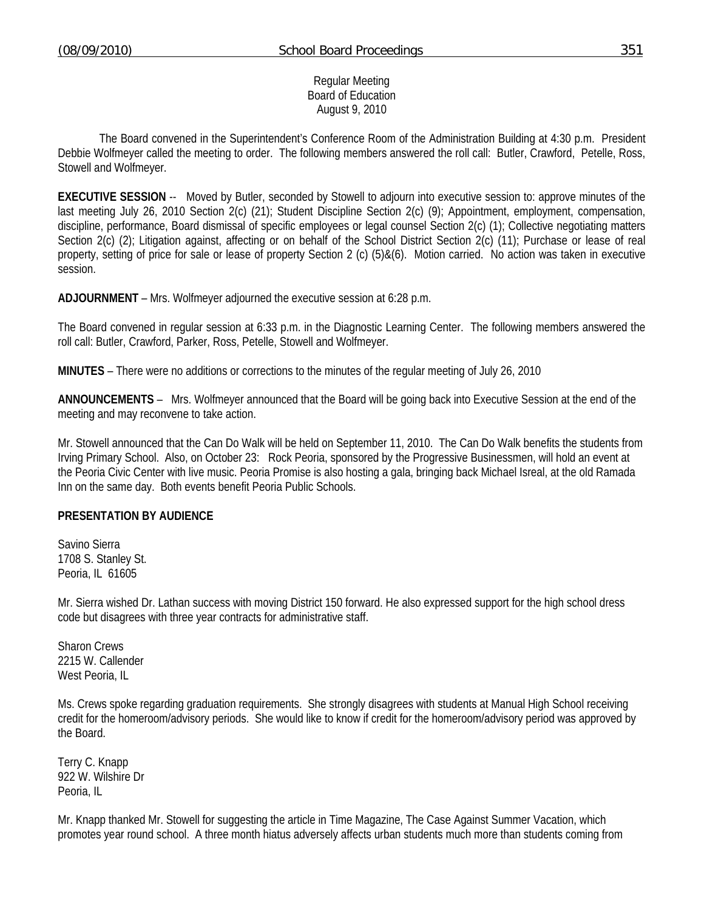Regular Meeting
Board of Education
August 9, 2010

The Board convened in the Superintendent's Conference Room of the Administration Building at 4:30 p.m. President Debbie Wolfmeyer called the meeting to order. The following members answered the roll call: Butler, Crawford, Petelle, Ross, Stowell and Wolfmeyer.

**EXECUTIVE SESSION** -- Moved by Butler, seconded by Stowell to adjourn into executive session to: approve minutes of the last meeting July 26, 2010 Section 2(c) (21); Student Discipline Section 2(c) (9); Appointment, employment, compensation, discipline, performance, Board dismissal of specific employees or legal counsel Section 2(c) (1); Collective negotiating matters Section 2(c) (2); Litigation against, affecting or on behalf of the School District Section 2(c) (11); Purchase or lease of real property, setting of price for sale or lease of property Section 2 (c) (5)&(6). Motion carried. No action was taken in executive session.

**ADJOURNMENT** – Mrs. Wolfmeyer adjourned the executive session at 6:28 p.m.

The Board convened in regular session at 6:33 p.m. in the Diagnostic Learning Center. The following members answered the roll call: Butler, Crawford, Parker, Ross, Petelle, Stowell and Wolfmeyer.

**MINUTES** – There were no additions or corrections to the minutes of the regular meeting of July 26, 2010

**ANNOUNCEMENTS** – Mrs. Wolfmeyer announced that the Board will be going back into Executive Session at the end of the meeting and may reconvene to take action.

Mr. Stowell announced that the Can Do Walk will be held on September 11, 2010. The Can Do Walk benefits the students from Irving Primary School. Also, on October 23: Rock Peoria, sponsored by the Progressive Businessmen, will hold an event at the Peoria Civic Center with live music. Peoria Promise is also hosting a gala, bringing back Michael Isreal, at the old Ramada Inn on the same day. Both events benefit Peoria Public Schools.

**PRESENTATION BY AUDIENCE**

Savino Sierra
1708 S. Stanley St.
Peoria, IL 61605

Mr. Sierra wished Dr. Lathan success with moving District 150 forward. He also expressed support for the high school dress code but disagrees with three year contracts for administrative staff.

Sharon Crews
2215 W. Callender
West Peoria, IL

Ms. Crews spoke regarding graduation requirements. She strongly disagrees with students at Manual High School receiving credit for the homeroom/advisory periods. She would like to know if credit for the homeroom/advisory period was approved by the Board.

Terry C. Knapp
922 W. Wilshire Dr
Peoria, IL

Mr. Knapp thanked Mr. Stowell for suggesting the article in Time Magazine, The Case Against Summer Vacation, which promotes year round school. A three month hiatus adversely affects urban students much more than students coming from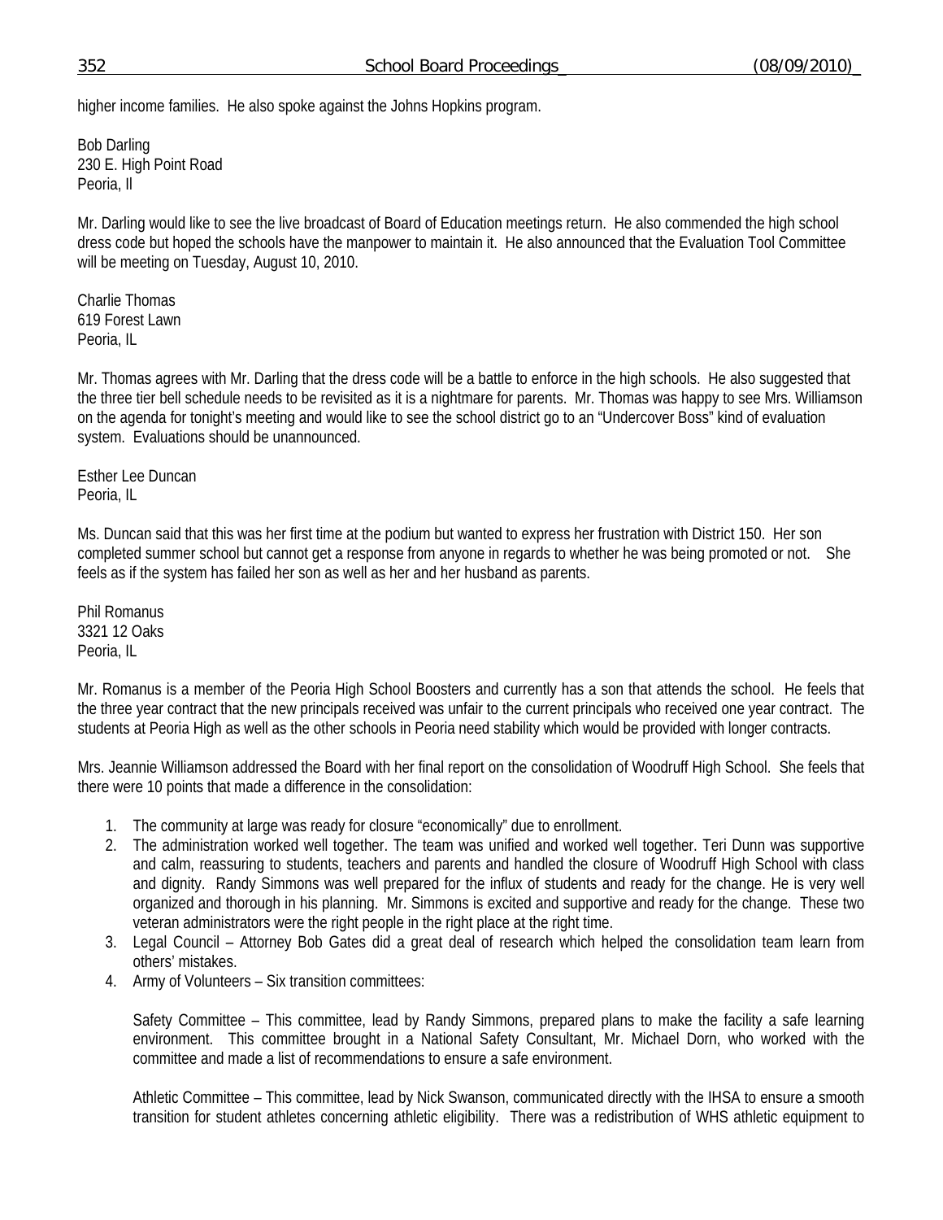higher income families. He also spoke against the Johns Hopkins program.

Bob Darling
230 E. High Point Road
Peoria, Il

Mr. Darling would like to see the live broadcast of Board of Education meetings return. He also commended the high school dress code but hoped the schools have the manpower to maintain it. He also announced that the Evaluation Tool Committee will be meeting on Tuesday, August 10, 2010.

Charlie Thomas
619 Forest Lawn
Peoria, IL

Mr. Thomas agrees with Mr. Darling that the dress code will be a battle to enforce in the high schools. He also suggested that the three tier bell schedule needs to be revisited as it is a nightmare for parents. Mr. Thomas was happy to see Mrs. Williamson on the agenda for tonight's meeting and would like to see the school district go to an "Undercover Boss" kind of evaluation system. Evaluations should be unannounced.

Esther Lee Duncan
Peoria, IL

Ms. Duncan said that this was her first time at the podium but wanted to express her frustration with District 150. Her son completed summer school but cannot get a response from anyone in regards to whether he was being promoted or not. She feels as if the system has failed her son as well as her and her husband as parents.

Phil Romanus
3321 12 Oaks
Peoria, IL

Mr. Romanus is a member of the Peoria High School Boosters and currently has a son that attends the school. He feels that the three year contract that the new principals received was unfair to the current principals who received one year contract. The students at Peoria High as well as the other schools in Peoria need stability which would be provided with longer contracts.

Mrs. Jeannie Williamson addressed the Board with her final report on the consolidation of Woodruff High School. She feels that there were 10 points that made a difference in the consolidation:

1. The community at large was ready for closure "economically" due to enrollment.
2. The administration worked well together. The team was unified and worked well together. Teri Dunn was supportive and calm, reassuring to students, teachers and parents and handled the closure of Woodruff High School with class and dignity. Randy Simmons was well prepared for the influx of students and ready for the change. He is very well organized and thorough in his planning. Mr. Simmons is excited and supportive and ready for the change. These two veteran administrators were the right people in the right place at the right time.
3. Legal Council – Attorney Bob Gates did a great deal of research which helped the consolidation team learn from others' mistakes.
4. Army of Volunteers – Six transition committees:

   Safety Committee – This committee, lead by Randy Simmons, prepared plans to make the facility a safe learning environment. This committee brought in a National Safety Consultant, Mr. Michael Dorn, who worked with the committee and made a list of recommendations to ensure a safe environment.

   Athletic Committee – This committee, lead by Nick Swanson, communicated directly with the IHSA to ensure a smooth transition for student athletes concerning athletic eligibility. There was a redistribution of WHS athletic equipment to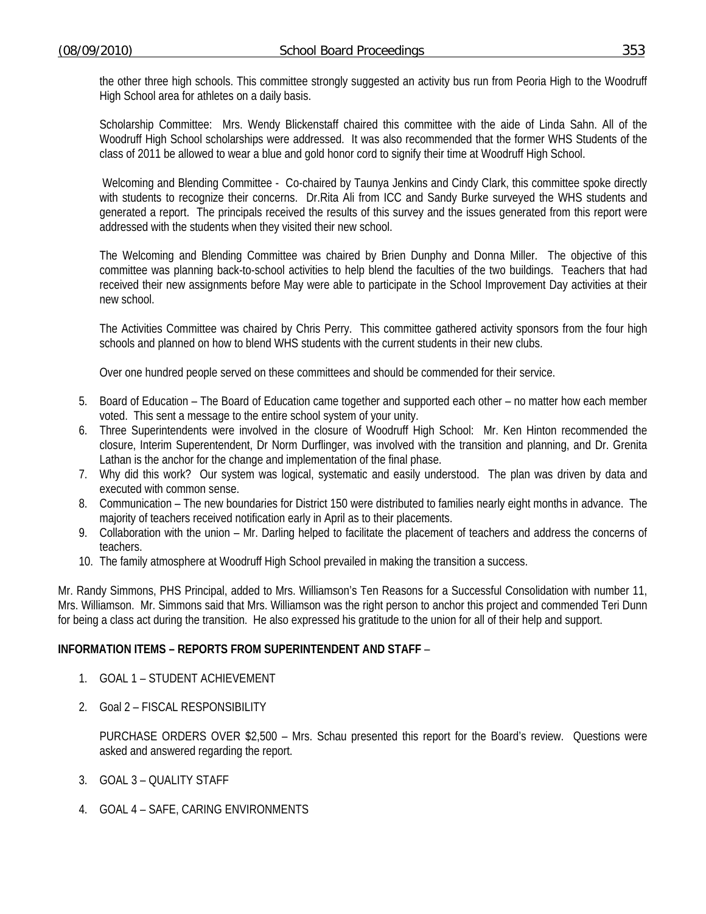the other three high schools. This committee strongly suggested an activity bus run from Peoria High to the Woodruff High School area for athletes on a daily basis.

Scholarship Committee: Mrs. Wendy Blickenstaff chaired this committee with the aide of Linda Sahn. All of the Woodruff High School scholarships were addressed. It was also recommended that the former WHS Students of the class of 2011 be allowed to wear a blue and gold honor cord to signify their time at Woodruff High School.

Welcoming and Blending Committee - Co-chaired by Taunya Jenkins and Cindy Clark, this committee spoke directly with students to recognize their concerns. Dr.Rita Ali from ICC and Sandy Burke surveyed the WHS students and generated a report. The principals received the results of this survey and the issues generated from this report were addressed with the students when they visited their new school.

The Welcoming and Blending Committee was chaired by Brien Dunphy and Donna Miller. The objective of this committee was planning back-to-school activities to help blend the faculties of the two buildings. Teachers that had received their new assignments before May were able to participate in the School Improvement Day activities at their new school.

The Activities Committee was chaired by Chris Perry. This committee gathered activity sponsors from the four high schools and planned on how to blend WHS students with the current students in their new clubs.

Over one hundred people served on these committees and should be commended for their service.

5. Board of Education – The Board of Education came together and supported each other – no matter how each member voted. This sent a message to the entire school system of your unity.
6. Three Superintendents were involved in the closure of Woodruff High School: Mr. Ken Hinton recommended the closure, Interim Superentendent, Dr Norm Durflinger, was involved with the transition and planning, and Dr. Grenita Lathan is the anchor for the change and implementation of the final phase.
7. Why did this work? Our system was logical, systematic and easily understood. The plan was driven by data and executed with common sense.
8. Communication – The new boundaries for District 150 were distributed to families nearly eight months in advance. The majority of teachers received notification early in April as to their placements.
9. Collaboration with the union – Mr. Darling helped to facilitate the placement of teachers and address the concerns of teachers.
10. The family atmosphere at Woodruff High School prevailed in making the transition a success.

Mr. Randy Simmons, PHS Principal, added to Mrs. Williamson's Ten Reasons for a Successful Consolidation with number 11, Mrs. Williamson. Mr. Simmons said that Mrs. Williamson was the right person to anchor this project and commended Teri Dunn for being a class act during the transition. He also expressed his gratitude to the union for all of their help and support.

**INFORMATION ITEMS – REPORTS FROM SUPERINTENDENT AND STAFF** –

1. GOAL 1 – STUDENT ACHIEVEMENT

2. Goal 2 – FISCAL RESPONSIBILITY

   PURCHASE ORDERS OVER $2,500 – Mrs. Schau presented this report for the Board's review. Questions were asked and answered regarding the report.

3. GOAL 3 – QUALITY STAFF

4. GOAL 4 – SAFE, CARING ENVIRONMENTS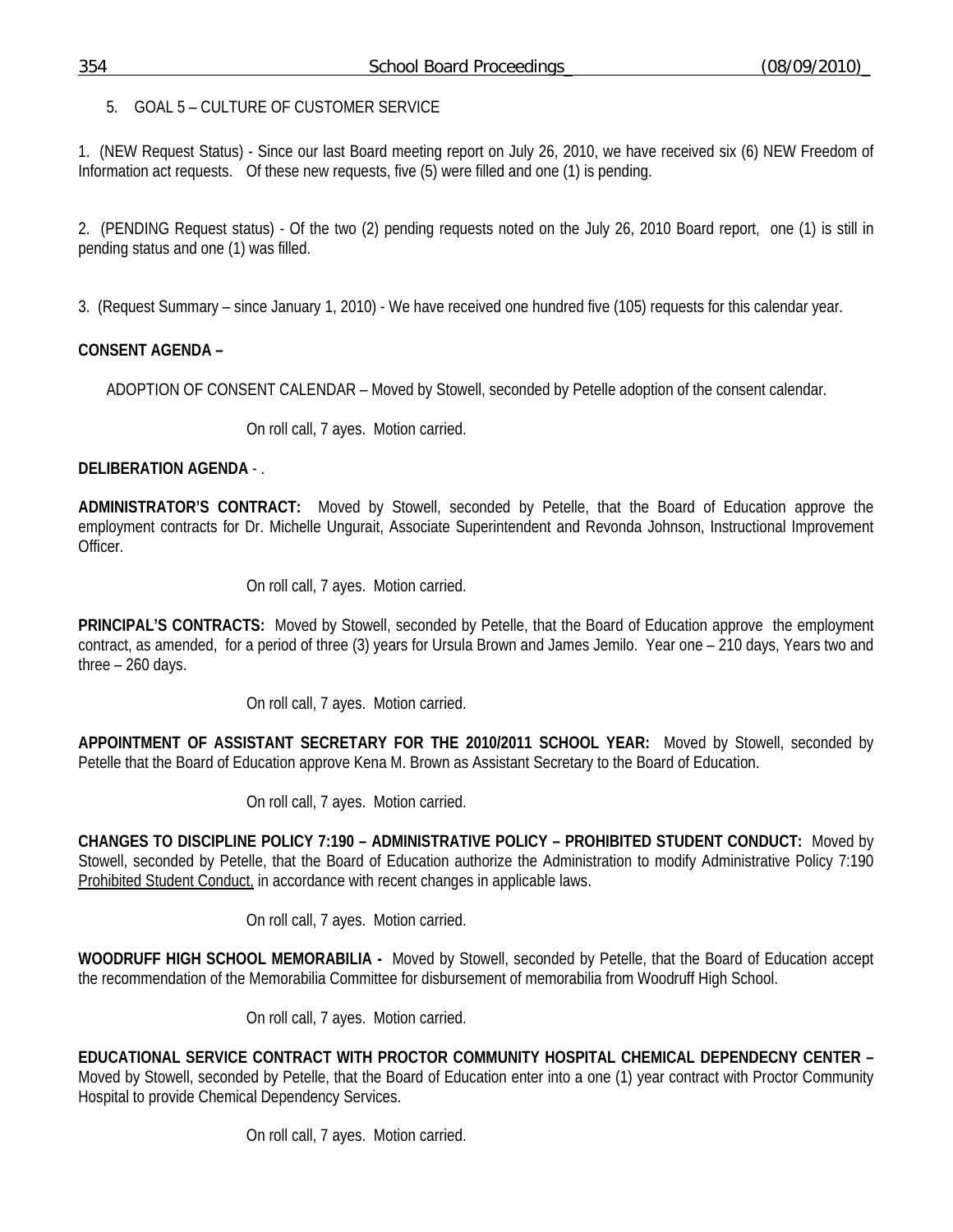5. GOAL 5 – CULTURE OF CUSTOMER SERVICE

1. (NEW Request Status) - Since our last Board meeting report on July 26, 2010, we have received six (6) NEW Freedom of Information act requests. Of these new requests, five (5) were filled and one (1) is pending.

2. (PENDING Request status) - Of the two (2) pending requests noted on the July 26, 2010 Board report, one (1) is still in pending status and one (1) was filled.

3. (Request Summary – since January 1, 2010) - We have received one hundred five (105) requests for this calendar year.

**CONSENT AGENDA –**

ADOPTION OF CONSENT CALENDAR – Moved by Stowell, seconded by Petelle adoption of the consent calendar.

On roll call, 7 ayes. Motion carried.

**DELIBERATION AGENDA** - .

**ADMINISTRATOR'S CONTRACT:** Moved by Stowell, seconded by Petelle, that the Board of Education approve the employment contracts for Dr. Michelle Ungurait, Associate Superintendent and Revonda Johnson, Instructional Improvement Officer.

On roll call, 7 ayes. Motion carried.

**PRINCIPAL'S CONTRACTS:** Moved by Stowell, seconded by Petelle, that the Board of Education approve the employment contract, as amended, for a period of three (3) years for Ursula Brown and James Jemilo. Year one – 210 days, Years two and three – 260 days.

On roll call, 7 ayes. Motion carried.

**APPOINTMENT OF ASSISTANT SECRETARY FOR THE 2010/2011 SCHOOL YEAR:** Moved by Stowell, seconded by Petelle that the Board of Education approve Kena M. Brown as Assistant Secretary to the Board of Education.

On roll call, 7 ayes. Motion carried.

**CHANGES TO DISCIPLINE POLICY 7:190 – ADMINISTRATIVE POLICY – PROHIBITED STUDENT CONDUCT:** Moved by Stowell, seconded by Petelle, that the Board of Education authorize the Administration to modify Administrative Policy 7:190 Prohibited Student Conduct, in accordance with recent changes in applicable laws.

On roll call, 7 ayes. Motion carried.

**WOODRUFF HIGH SCHOOL MEMORABILIA -** Moved by Stowell, seconded by Petelle, that the Board of Education accept the recommendation of the Memorabilia Committee for disbursement of memorabilia from Woodruff High School.

On roll call, 7 ayes. Motion carried.

**EDUCATIONAL SERVICE CONTRACT WITH PROCTOR COMMUNITY HOSPITAL CHEMICAL DEPENDECNY CENTER –** Moved by Stowell, seconded by Petelle, that the Board of Education enter into a one (1) year contract with Proctor Community Hospital to provide Chemical Dependency Services.

On roll call, 7 ayes. Motion carried.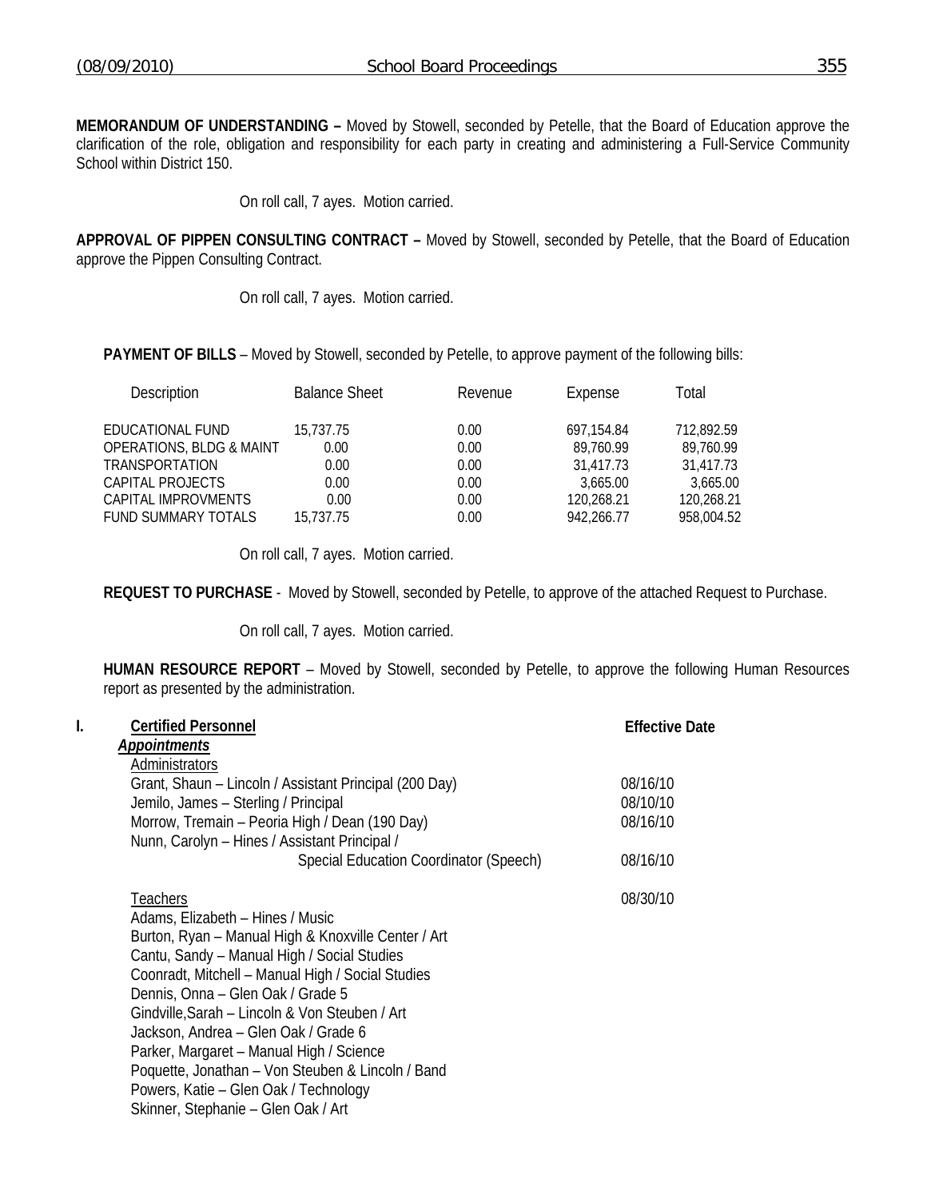**MEMORANDUM OF UNDERSTANDING –** Moved by Stowell, seconded by Petelle, that the Board of Education approve the clarification of the role, obligation and responsibility for each party in creating and administering a Full-Service Community School within District 150.

On roll call, 7 ayes. Motion carried.

**APPROVAL OF PIPPEN CONSULTING CONTRACT –** Moved by Stowell, seconded by Petelle, that the Board of Education approve the Pippen Consulting Contract.

On roll call, 7 ayes. Motion carried.

**PAYMENT OF BILLS** – Moved by Stowell, seconded by Petelle, to approve payment of the following bills:

| Description | Balance Sheet | Revenue | Expense | Total |
|---|---|---|---|---|
| EDUCATIONAL FUND | 15,737.75 | 0.00 | 697,154.84 | 712,892.59 |
| OPERATIONS, BLDG & MAINT | 0.00 | 0.00 | 89,760.99 | 89,760.99 |
| TRANSPORTATION | 0.00 | 0.00 | 31,417.73 | 31,417.73 |
| CAPITAL PROJECTS | 0.00 | 0.00 | 3,665.00 | 3,665.00 |
| CAPITAL IMPROVMENTS | 0.00 | 0.00 | 120,268.21 | 120,268.21 |
| FUND SUMMARY TOTALS | 15,737.75 | 0.00 | 942,266.77 | 958,004.52 |

On roll call, 7 ayes. Motion carried.

**REQUEST TO PURCHASE** - Moved by Stowell, seconded by Petelle, to approve of the attached Request to Purchase.

On roll call, 7 ayes. Motion carried.

**HUMAN RESOURCE REPORT** – Moved by Stowell, seconded by Petelle, to approve the following Human Resources report as presented by the administration.

**I. Certified Personnel** — **Effective Date**

***Appointments***

Administrators

| | Effective Date |
|---|---|
| Grant, Shaun – Lincoln / Assistant Principal (200 Day) | 08/16/10 |
| Jemilo, James – Sterling / Principal | 08/10/10 |
| Morrow, Tremain – Peoria High / Dean (190 Day) | 08/16/10 |
| Nunn, Carolyn – Hines / Assistant Principal / Special Education Coordinator (Speech) | 08/16/10 |

Teachers — 08/30/10

Adams, Elizabeth – Hines / Music
Burton, Ryan – Manual High & Knoxville Center / Art
Cantu, Sandy – Manual High / Social Studies
Coonradt, Mitchell – Manual High / Social Studies
Dennis, Onna – Glen Oak / Grade 5
Gindville,Sarah – Lincoln & Von Steuben / Art
Jackson, Andrea – Glen Oak / Grade 6
Parker, Margaret – Manual High / Science
Poquette, Jonathan – Von Steuben & Lincoln / Band
Powers, Katie – Glen Oak / Technology
Skinner, Stephanie – Glen Oak / Art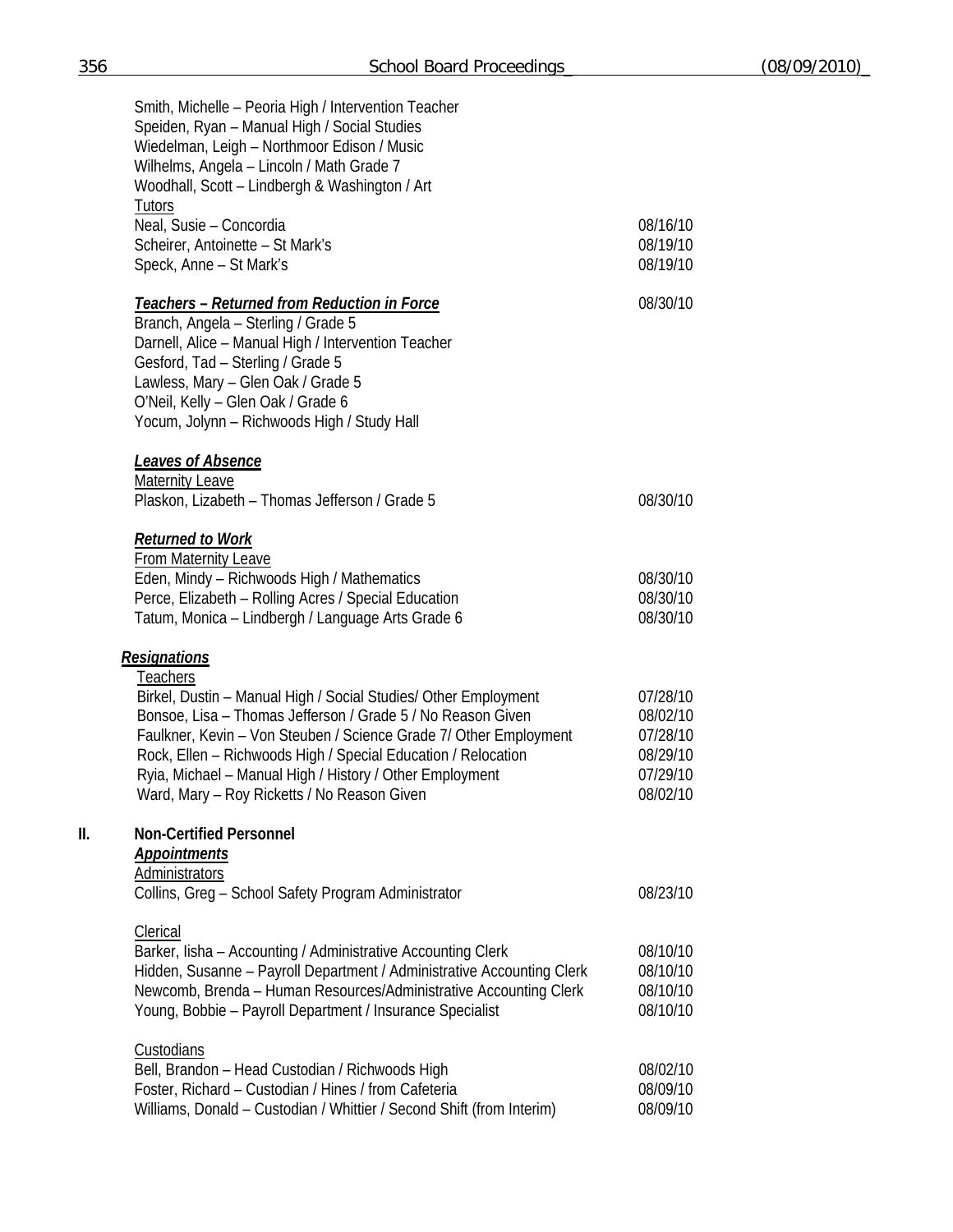Smith, Michelle – Peoria High / Intervention Teacher
Speiden, Ryan – Manual High / Social Studies
Wiedelman, Leigh – Northmoor Edison / Music
Wilhelms, Angela – Lincoln / Math Grade 7
Woodhall, Scott – Lindbergh & Washington / Art

Tutors

| | |
|---|---|
| Neal, Susie – Concordia | 08/16/10 |
| Scheirer, Antoinette – St Mark's | 08/19/10 |
| Speck, Anne – St Mark's | 08/19/10 |

***Teachers – Returned from Reduction in Force*** 08/30/10

Branch, Angela – Sterling / Grade 5
Darnell, Alice – Manual High / Intervention Teacher
Gesford, Tad – Sterling / Grade 5
Lawless, Mary – Glen Oak / Grade 5
O'Neil, Kelly – Glen Oak / Grade 6
Yocum, Jolynn – Richwoods High / Study Hall

***Leaves of Absence***

Maternity Leave

| | |
|---|---|
| Plaskon, Lizabeth – Thomas Jefferson / Grade 5 | 08/30/10 |

***Returned to Work***

From Maternity Leave

| | |
|---|---|
| Eden, Mindy – Richwoods High / Mathematics | 08/30/10 |
| Perce, Elizabeth – Rolling Acres / Special Education | 08/30/10 |
| Tatum, Monica – Lindbergh / Language Arts Grade 6 | 08/30/10 |

***Resignations***

Teachers

| | |
|---|---|
| Birkel, Dustin – Manual High / Social Studies/ Other Employment | 07/28/10 |
| Bonsoe, Lisa – Thomas Jefferson / Grade 5 / No Reason Given | 08/02/10 |
| Faulkner, Kevin – Von Steuben / Science Grade 7/ Other Employment | 07/28/10 |
| Rock, Ellen – Richwoods High / Special Education / Relocation | 08/29/10 |
| Ryia, Michael – Manual High / History / Other Employment | 07/29/10 |
| Ward, Mary – Roy Ricketts / No Reason Given | 08/02/10 |

## II. Non-Certified Personnel

***Appointments***

Administrators

| | |
|---|---|
| Collins, Greg – School Safety Program Administrator | 08/23/10 |

Clerical

| | |
|---|---|
| Barker, Iisha – Accounting / Administrative Accounting Clerk | 08/10/10 |
| Hidden, Susanne – Payroll Department / Administrative Accounting Clerk | 08/10/10 |
| Newcomb, Brenda – Human Resources/Administrative Accounting Clerk | 08/10/10 |
| Young, Bobbie – Payroll Department / Insurance Specialist | 08/10/10 |

Custodians

| | |
|---|---|
| Bell, Brandon – Head Custodian / Richwoods High | 08/02/10 |
| Foster, Richard – Custodian / Hines / from Cafeteria | 08/09/10 |
| Williams, Donald – Custodian / Whittier / Second Shift (from Interim) | 08/09/10 |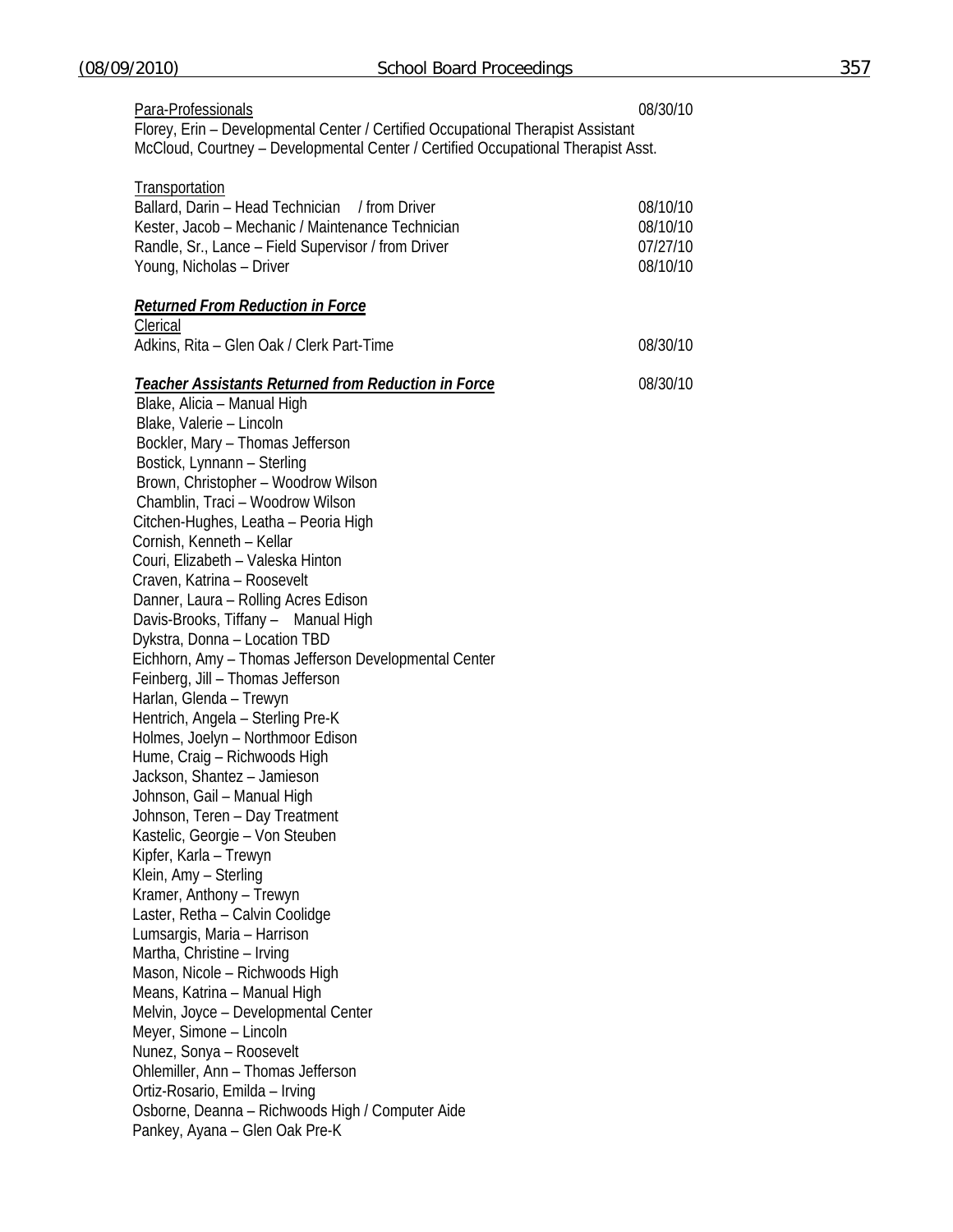Para-Professionals 08/30/10

Florey, Erin – Developmental Center / Certified Occupational Therapist Assistant

McCloud, Courtney – Developmental Center / Certified Occupational Therapist Asst.

Transportation

| | |
|---|---|
| Ballard, Darin – Head Technician / from Driver | 08/10/10 |
| Kester, Jacob – Mechanic / Maintenance Technician | 08/10/10 |
| Randle, Sr., Lance – Field Supervisor / from Driver | 07/27/10 |
| Young, Nicholas – Driver | 08/10/10 |

***Returned From Reduction in Force***

Clerical

Adkins, Rita – Glen Oak / Clerk Part-Time 08/30/10

***Teacher Assistants Returned from Reduction in Force*** 08/30/10

Blake, Alicia – Manual High
Blake, Valerie – Lincoln
Bockler, Mary – Thomas Jefferson
Bostick, Lynnann – Sterling
Brown, Christopher – Woodrow Wilson
Chamblin, Traci – Woodrow Wilson
Citchen-Hughes, Leatha – Peoria High
Cornish, Kenneth – Kellar
Couri, Elizabeth – Valeska Hinton
Craven, Katrina – Roosevelt
Danner, Laura – Rolling Acres Edison
Davis-Brooks, Tiffany – Manual High
Dykstra, Donna – Location TBD
Eichhorn, Amy – Thomas Jefferson Developmental Center
Feinberg, Jill – Thomas Jefferson
Harlan, Glenda – Trewyn
Hentrich, Angela – Sterling Pre-K
Holmes, Joelyn – Northmoor Edison
Hume, Craig – Richwoods High
Jackson, Shantez – Jamieson
Johnson, Gail – Manual High
Johnson, Teren – Day Treatment
Kastelic, Georgie – Von Steuben
Kipfer, Karla – Trewyn
Klein, Amy – Sterling
Kramer, Anthony – Trewyn
Laster, Retha – Calvin Coolidge
Lumsargis, Maria – Harrison
Martha, Christine – Irving
Mason, Nicole – Richwoods High
Means, Katrina – Manual High
Melvin, Joyce – Developmental Center
Meyer, Simone – Lincoln
Nunez, Sonya – Roosevelt
Ohlemiller, Ann – Thomas Jefferson
Ortiz-Rosario, Emilda – Irving
Osborne, Deanna – Richwoods High / Computer Aide
Pankey, Ayana – Glen Oak Pre-K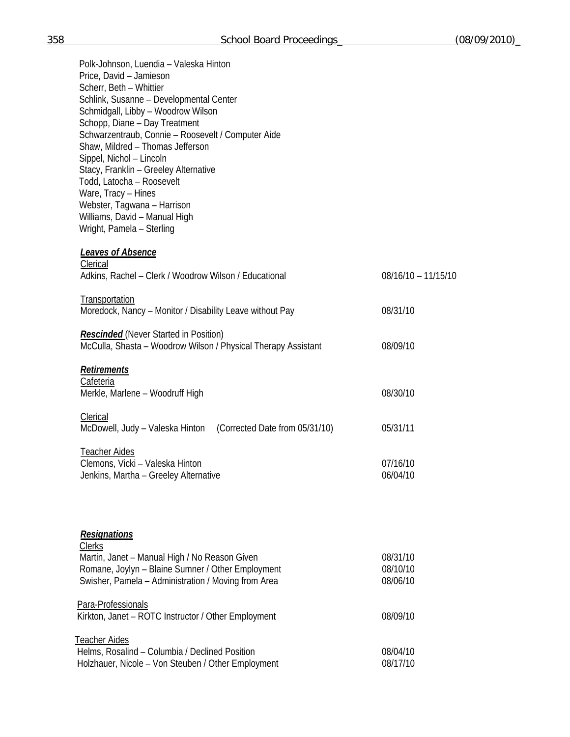Polk-Johnson, Luendia – Valeska Hinton
Price, David – Jamieson
Scherr, Beth – Whittier
Schlink, Susanne – Developmental Center
Schmidgall, Libby – Woodrow Wilson
Schopp, Diane – Day Treatment
Schwarzentraub, Connie – Roosevelt / Computer Aide
Shaw, Mildred – Thomas Jefferson
Sippel, Nichol – Lincoln
Stacy, Franklin – Greeley Alternative
Todd, Latocha – Roosevelt
Ware, Tracy – Hines
Webster, Tagwana – Harrison
Williams, David – Manual High
Wright, Pamela – Sterling

***Leaves of Absence***

Clerical

| | |
|---|---|
| Adkins, Rachel – Clerk / Woodrow Wilson / Educational | 08/16/10 – 11/15/10 |

Transportation

| | |
|---|---|
| Moredock, Nancy – Monitor / Disability Leave without Pay | 08/31/10 |

***Rescinded*** (Never Started in Position)

| | |
|---|---|
| McCulla, Shasta – Woodrow Wilson / Physical Therapy Assistant | 08/09/10 |

***Retirements***

Cafeteria

| | |
|---|---|
| Merkle, Marlene – Woodruff High | 08/30/10 |

Clerical

| | |
|---|---|
| McDowell, Judy – Valeska Hinton (Corrected Date from 05/31/10) | 05/31/11 |

Teacher Aides

| | |
|---|---|
| Clemons, Vicki – Valeska Hinton | 07/16/10 |
| Jenkins, Martha – Greeley Alternative | 06/04/10 |

***Resignations***

Clerks

| | |
|---|---|
| Martin, Janet – Manual High / No Reason Given | 08/31/10 |
| Romane, Joylyn – Blaine Sumner / Other Employment | 08/10/10 |
| Swisher, Pamela – Administration / Moving from Area | 08/06/10 |

Para-Professionals

| | |
|---|---|
| Kirkton, Janet – ROTC Instructor / Other Employment | 08/09/10 |

Teacher Aides

| | |
|---|---|
| Helms, Rosalind – Columbia / Declined Position | 08/04/10 |
| Holzhauer, Nicole – Von Steuben / Other Employment | 08/17/10 |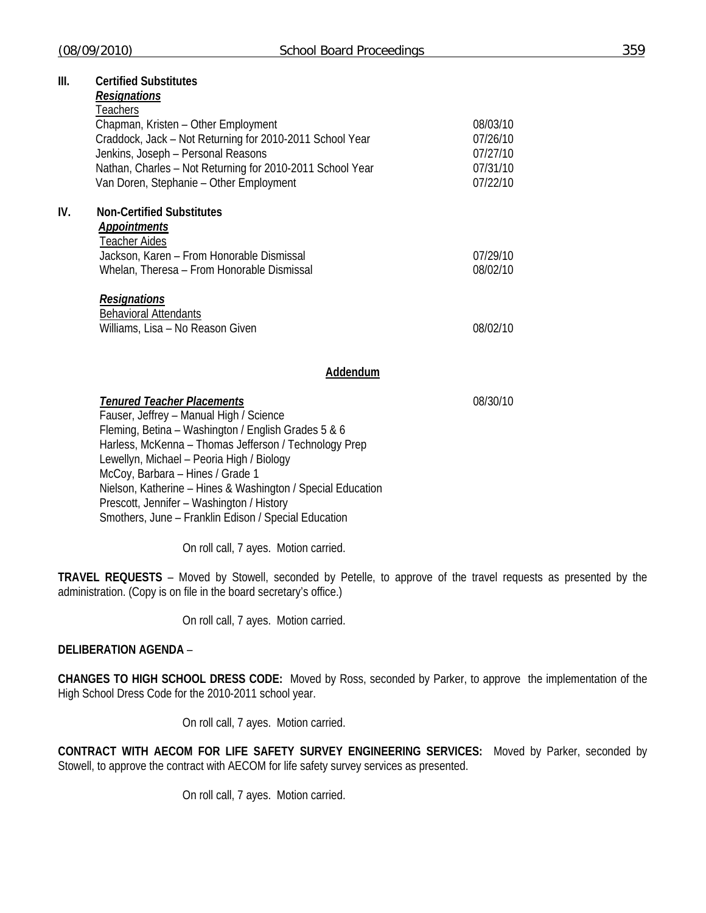**III. Certified Substitutes**

***Resignations***

Teachers

| | |
|---|---|
| Chapman, Kristen – Other Employment | 08/03/10 |
| Craddock, Jack – Not Returning for 2010-2011 School Year | 07/26/10 |
| Jenkins, Joseph – Personal Reasons | 07/27/10 |
| Nathan, Charles – Not Returning for 2010-2011 School Year | 07/31/10 |
| Van Doren, Stephanie – Other Employment | 07/22/10 |

**IV. Non-Certified Substitutes**

***Appointments***

Teacher Aides

| | |
|---|---|
| Jackson, Karen – From Honorable Dismissal | 07/29/10 |
| Whelan, Theresa – From Honorable Dismissal | 08/02/10 |

***Resignations***

Behavioral Attendants

| | |
|---|---|
| Williams, Lisa – No Reason Given | 08/02/10 |

**Addendum**

***Tenured Teacher Placements*** 08/30/10

Fauser, Jeffrey – Manual High / Science
Fleming, Betina – Washington / English Grades 5 & 6
Harless, McKenna – Thomas Jefferson / Technology Prep
Lewellyn, Michael – Peoria High / Biology
McCoy, Barbara – Hines / Grade 1
Nielson, Katherine – Hines & Washington / Special Education
Prescott, Jennifer – Washington / History
Smothers, June – Franklin Edison / Special Education

On roll call, 7 ayes. Motion carried.

**TRAVEL REQUESTS** – Moved by Stowell, seconded by Petelle, to approve of the travel requests as presented by the administration. (Copy is on file in the board secretary's office.)

On roll call, 7 ayes. Motion carried.

**DELIBERATION AGENDA** –

**CHANGES TO HIGH SCHOOL DRESS CODE:** Moved by Ross, seconded by Parker, to approve the implementation of the High School Dress Code for the 2010-2011 school year.

On roll call, 7 ayes. Motion carried.

**CONTRACT WITH AECOM FOR LIFE SAFETY SURVEY ENGINEERING SERVICES:** Moved by Parker, seconded by Stowell, to approve the contract with AECOM for life safety survey services as presented.

On roll call, 7 ayes. Motion carried.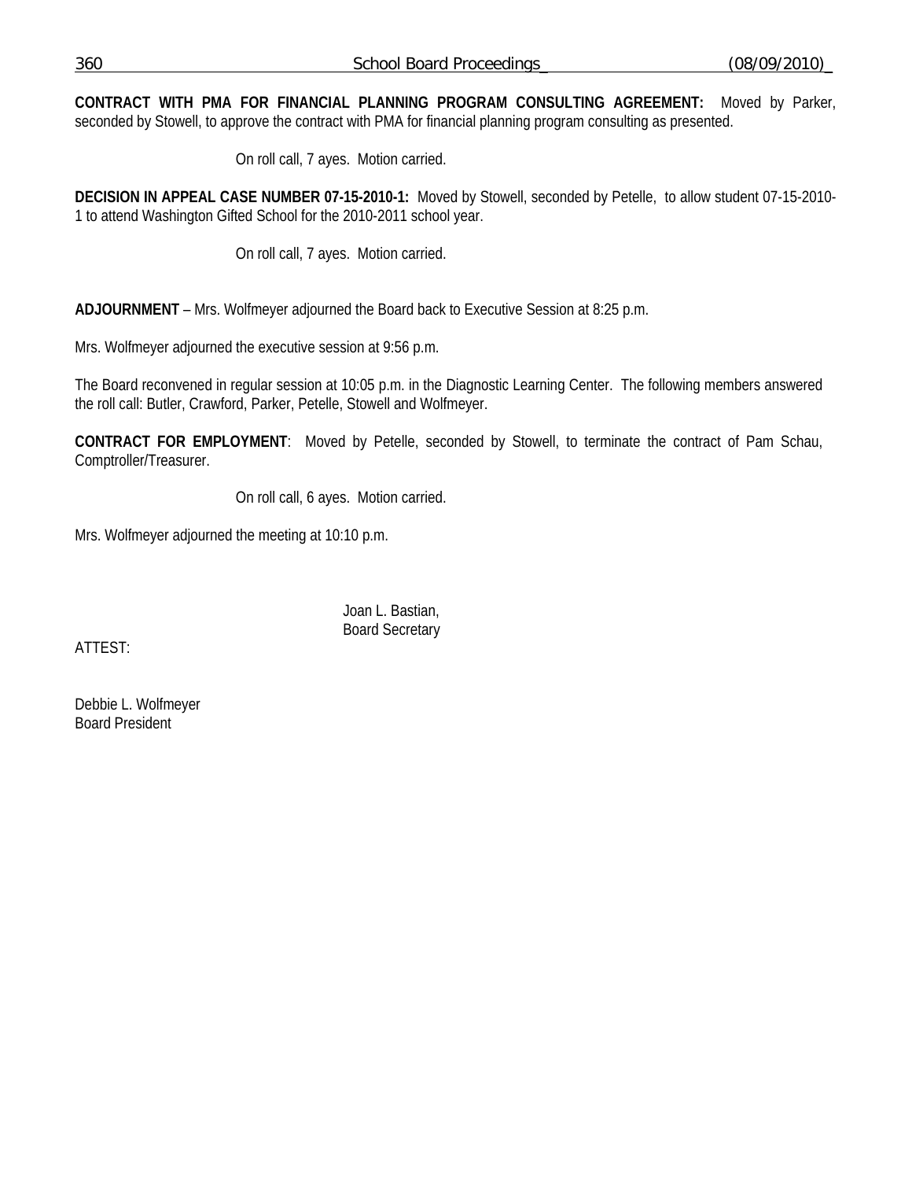**CONTRACT WITH PMA FOR FINANCIAL PLANNING PROGRAM CONSULTING AGREEMENT:** Moved by Parker, seconded by Stowell, to approve the contract with PMA for financial planning program consulting as presented.

On roll call, 7 ayes. Motion carried.

**DECISION IN APPEAL CASE NUMBER 07-15-2010-1:** Moved by Stowell, seconded by Petelle, to allow student 07-15-2010-1 to attend Washington Gifted School for the 2010-2011 school year.

On roll call, 7 ayes. Motion carried.

**ADJOURNMENT** – Mrs. Wolfmeyer adjourned the Board back to Executive Session at 8:25 p.m.

Mrs. Wolfmeyer adjourned the executive session at 9:56 p.m.

The Board reconvened in regular session at 10:05 p.m. in the Diagnostic Learning Center. The following members answered the roll call: Butler, Crawford, Parker, Petelle, Stowell and Wolfmeyer.

**CONTRACT FOR EMPLOYMENT**: Moved by Petelle, seconded by Stowell, to terminate the contract of Pam Schau, Comptroller/Treasurer.

On roll call, 6 ayes. Motion carried.

Mrs. Wolfmeyer adjourned the meeting at 10:10 p.m.

Joan L. Bastian,
Board Secretary

ATTEST:

Debbie L. Wolfmeyer
Board President